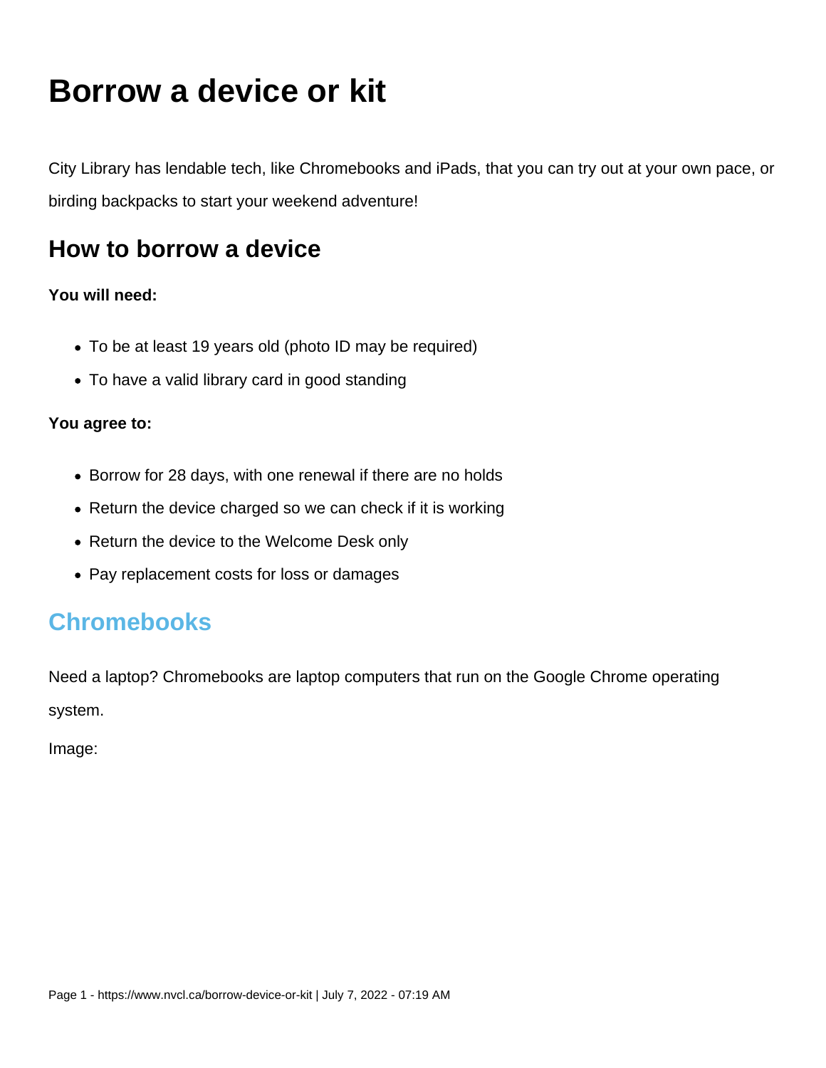# Borrow a device or kit

City Library has lendable tech, like Chromebooks and iPads, that you can try out at your own pace, or birding backpacks to start your weekend adventure!

## How to borrow a device

**You will need:**

- To be at least 19 years old (photo ID may be required)
- To have a valid library card in good standing

**You agree to:**

- Borrow for 28 days, with one renewal if there are no holds
- Return the device charged so we can check if it is working
- Return the device to the Welcome Desk only
- Pay replacement costs for loss or damages

## Chromebooks

Need a laptop? Chromebooks are laptop computers that run on the Google Chrome operating system.

Image: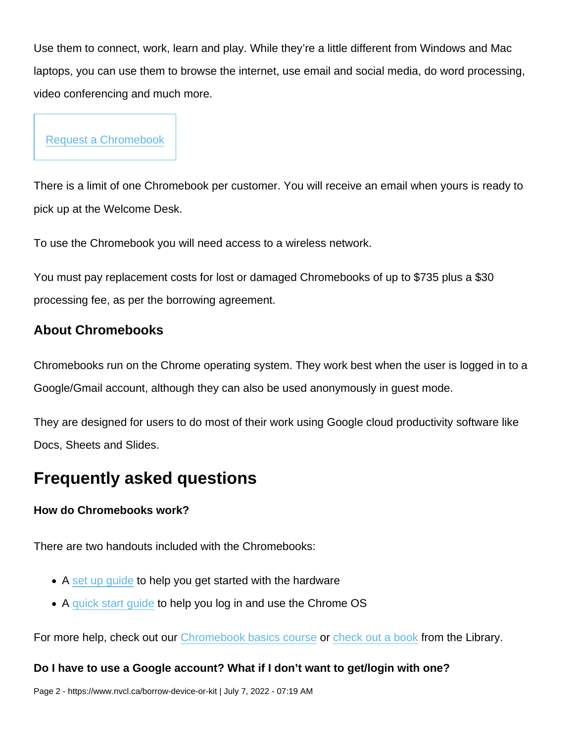Use them to connect, work, learn and play. While they're a little different from Windows and Mac laptops, you can use them to browse the internet, use email and social media, do word processing, video conferencing and much more.

Request a Chromebook

There is a limit of one Chromebook per customer. You will receive an email when yours is ready to pick up at the Welcome Desk.

To use the Chromebook you will need access to a wireless network.

You must pay replacement costs for lost or damaged Chromebooks of up to $735 plus a $30 processing fee, as per the borrowing agreement.

### About Chromebooks

Chromebooks run on the Chrome operating system. They work best when the user is logged in to a Google/Gmail account, although they can also be used anonymously in guest mode.

They are designed for users to do most of their work using Google cloud productivity software like Docs, Sheets and Slides.

## Frequently asked questions

**How do Chromebooks work?**

There are two handouts included with the Chromebooks:

- A set up guide to help you get started with the hardware
- A quick start guide to help you log in and use the Chrome OS

For more help, check out our Chromebook basics course or check out a book from the Library.

**Do I have to use a Google account? What if I don't want to get/login with one?**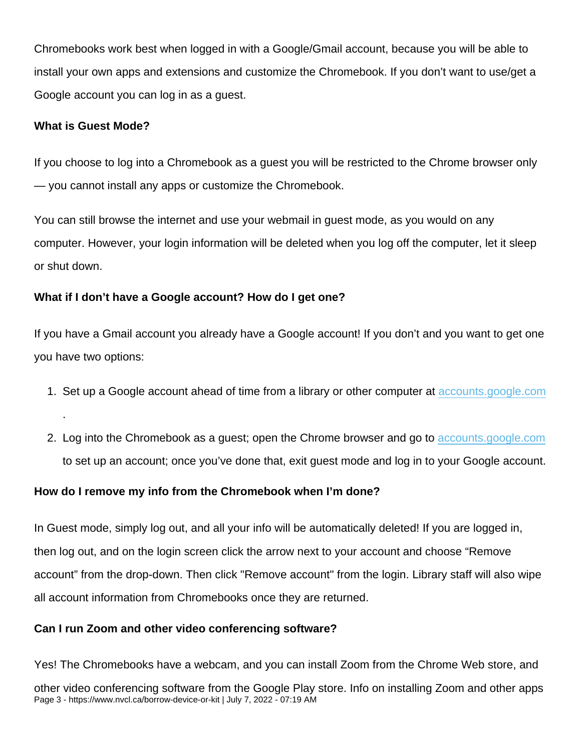Chromebooks work best when logged in with a Google/Gmail account, because you will be able to install your own apps and extensions and customize the Chromebook. If you don't want to use/get a Google account you can log in as a guest.

**What is Guest Mode?**

If you choose to log into a Chromebook as a guest you will be restricted to the Chrome browser only — you cannot install any apps or customize the Chromebook.

You can still browse the internet and use your webmail in guest mode, as you would on any computer. However, your login information will be deleted when you log off the computer, let it sleep or shut down.

**What if I don't have a Google account? How do I get one?**

If you have a Gmail account you already have a Google account! If you don't and you want to get one you have two options:

1. Set up a Google account ahead of time from a library or other computer at [accounts.google.com](https://accounts.google.com).
2. Log into the Chromebook as a guest; open the Chrome browser and go to [accounts.google.com](https://accounts.google.com) to set up an account; once you've done that, exit guest mode and log in to your Google account.

**How do I remove my info from the Chromebook when I'm done?**

In Guest mode, simply log out, and all your info will be automatically deleted! If you are logged in, then log out, and on the login screen click the arrow next to your account and choose "Remove account" from the drop-down. Then click "Remove account" from the login. Library staff will also wipe all account information from Chromebooks once they are returned.

**Can I run Zoom and other video conferencing software?**

Yes! The Chromebooks have a webcam, and you can install Zoom from the Chrome Web store, and other video conferencing software from the Google Play store. Info on installing Zoom and other apps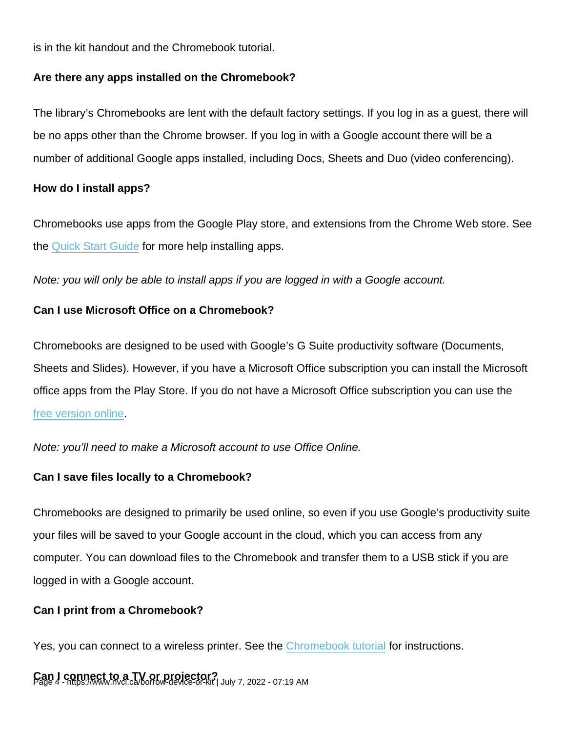is in the kit handout and the Chromebook tutorial.

**Are there any apps installed on the Chromebook?**

The library's Chromebooks are lent with the default factory settings. If you log in as a guest, there will be no apps other than the Chrome browser. If you log in with a Google account there will be a number of additional Google apps installed, including Docs, Sheets and Duo (video conferencing).

**How do I install apps?**

Chromebooks use apps from the Google Play store, and extensions from the Chrome Web store. See the Quick Start Guide for more help installing apps.

*Note: you will only be able to install apps if you are logged in with a Google account.*

**Can I use Microsoft Office on a Chromebook?**

Chromebooks are designed to be used with Google's G Suite productivity software (Documents, Sheets and Slides). However, if you have a Microsoft Office subscription you can install the Microsoft office apps from the Play Store. If you do not have a Microsoft Office subscription you can use the free version online.

*Note: you'll need to make a Microsoft account to use Office Online.*

**Can I save files locally to a Chromebook?**

Chromebooks are designed to primarily be used online, so even if you use Google's productivity suite your files will be saved to your Google account in the cloud, which you can access from any computer. You can download files to the Chromebook and transfer them to a USB stick if you are logged in with a Google account.

**Can I print from a Chromebook?**

Yes, you can connect to a wireless printer. See the Chromebook tutorial for instructions.

**Can I connect to a TV or projector?**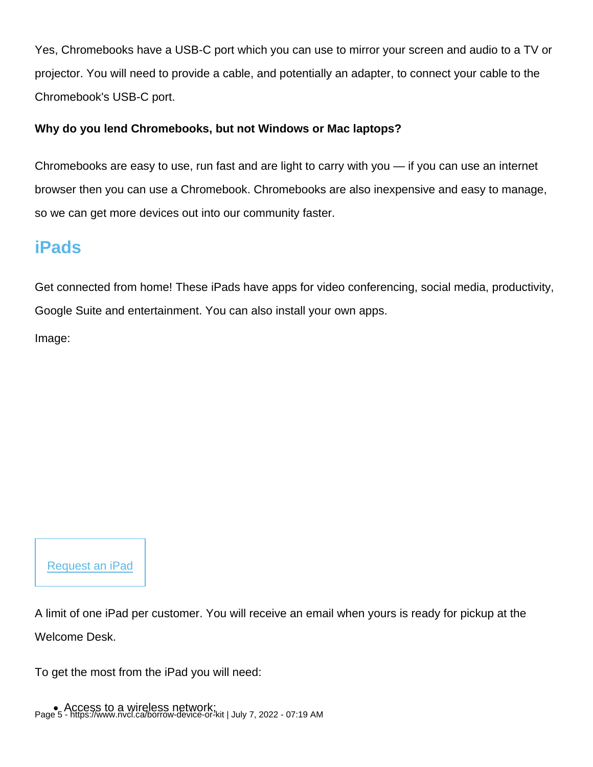Yes, Chromebooks have a USB-C port which you can use to mirror your screen and audio to a TV or projector. You will need to provide a cable, and potentially an adapter, to connect your cable to the Chromebook's USB-C port.

**Why do you lend Chromebooks, but not Windows or Mac laptops?**

Chromebooks are easy to use, run fast and are light to carry with you — if you can use an internet browser then you can use a Chromebook. Chromebooks are also inexpensive and easy to manage, so we can get more devices out into our community faster.

## iPads

Get connected from home! These iPads have apps for video conferencing, social media, productivity, Google Suite and entertainment. You can also install your own apps.

Image:

[Request an iPad]

A limit of one iPad per customer. You will receive an email when yours is ready for pickup at the Welcome Desk.

To get the most from the iPad you will need:

- Access to a wireless network;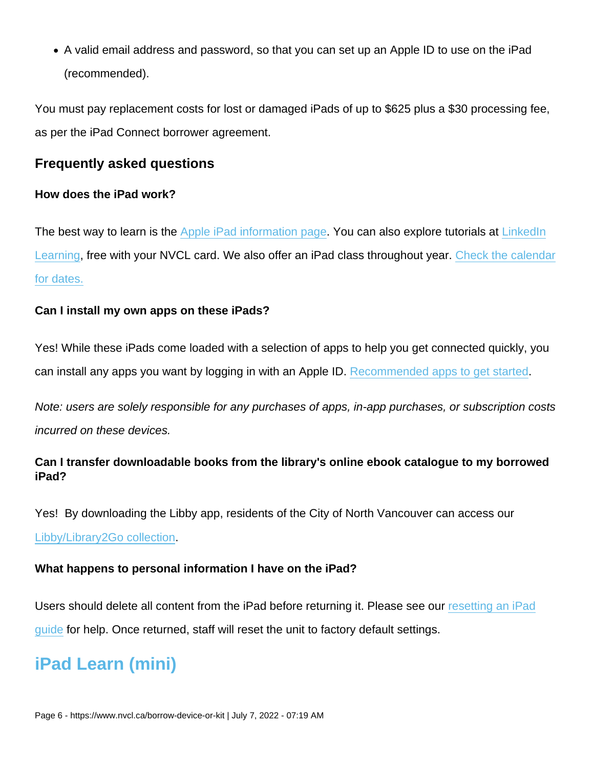- A valid email address and password, so that you can set up an Apple ID to use on the iPad (recommended).

You must pay replacement costs for lost or damaged iPads of up to $625 plus a $30 processing fee, as per the iPad Connect borrower agreement.

### Frequently asked questions

#### How does the iPad work?

The best way to learn is the Apple iPad information page. You can also explore tutorials at LinkedIn Learning, free with your NVCL card. We also offer an iPad class throughout year. Check the calendar for dates.

#### Can I install my own apps on these iPads?

Yes! While these iPads come loaded with a selection of apps to help you get connected quickly, you can install any apps you want by logging in with an Apple ID. Recommended apps to get started.

*Note: users are solely responsible for any purchases of apps, in-app purchases, or subscription costs incurred on these devices.*

#### Can I transfer downloadable books from the library's online ebook catalogue to my borrowed iPad?

Yes!  By downloading the Libby app, residents of the City of North Vancouver can access our Libby/Library2Go collection.

#### What happens to personal information I have on the iPad?

Users should delete all content from the iPad before returning it. Please see our resetting an iPad guide for help. Once returned, staff will reset the unit to factory default settings.

## iPad Learn (mini)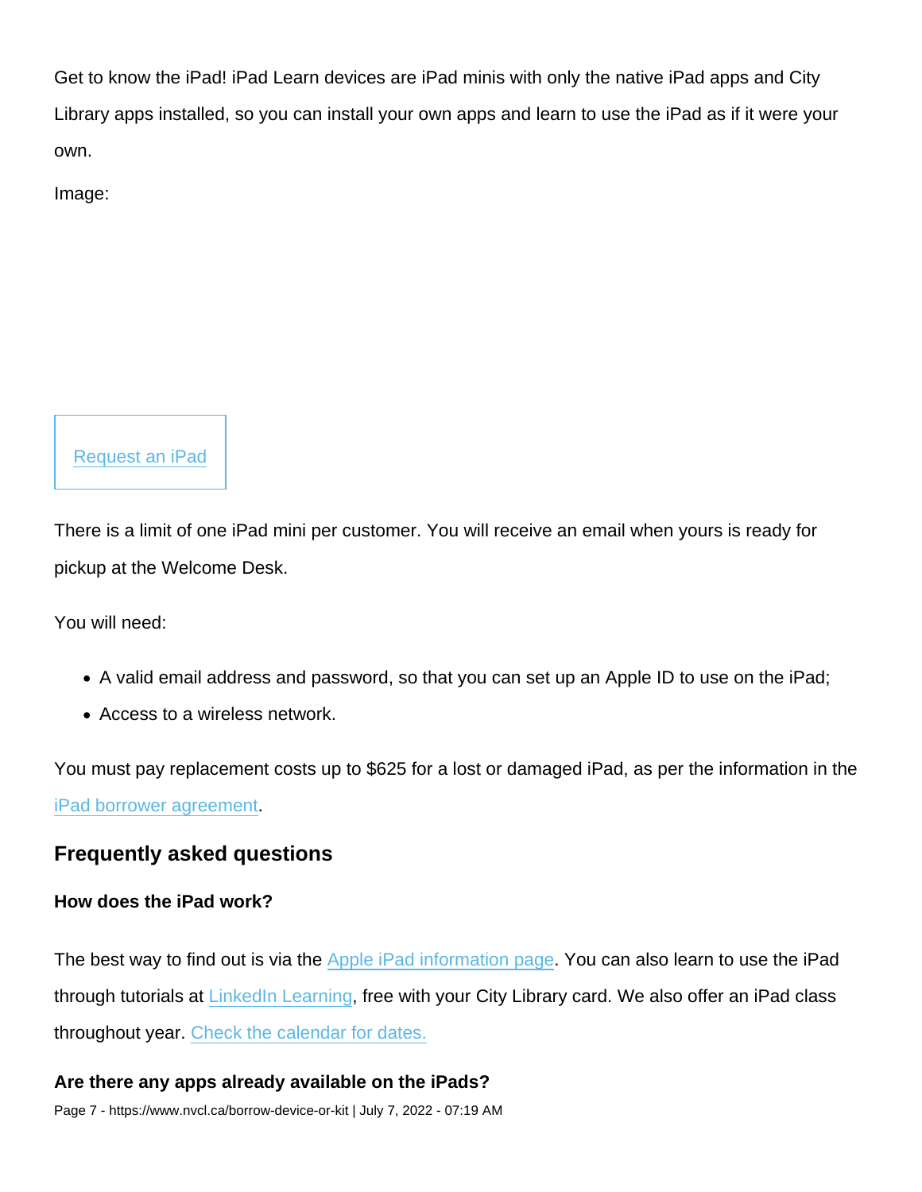Get to know the iPad! iPad Learn devices are iPad minis with only the native iPad apps and City Library apps installed, so you can install your own apps and learn to use the iPad as if it were your own.

Image:

Request an iPad

There is a limit of one iPad mini per customer. You will receive an email when yours is ready for pickup at the Welcome Desk.

You will need:

- A valid email address and password, so that you can set up an Apple ID to use on the iPad;
- Access to a wireless network.

You must pay replacement costs up to $625 for a lost or damaged iPad, as per the information in the iPad borrower agreement.

## Frequently asked questions

**How does the iPad work?**

The best way to find out is via the Apple iPad information page. You can also learn to use the iPad through tutorials at LinkedIn Learning, free with your City Library card. We also offer an iPad class throughout year. Check the calendar for dates.

**Are there any apps already available on the iPads?**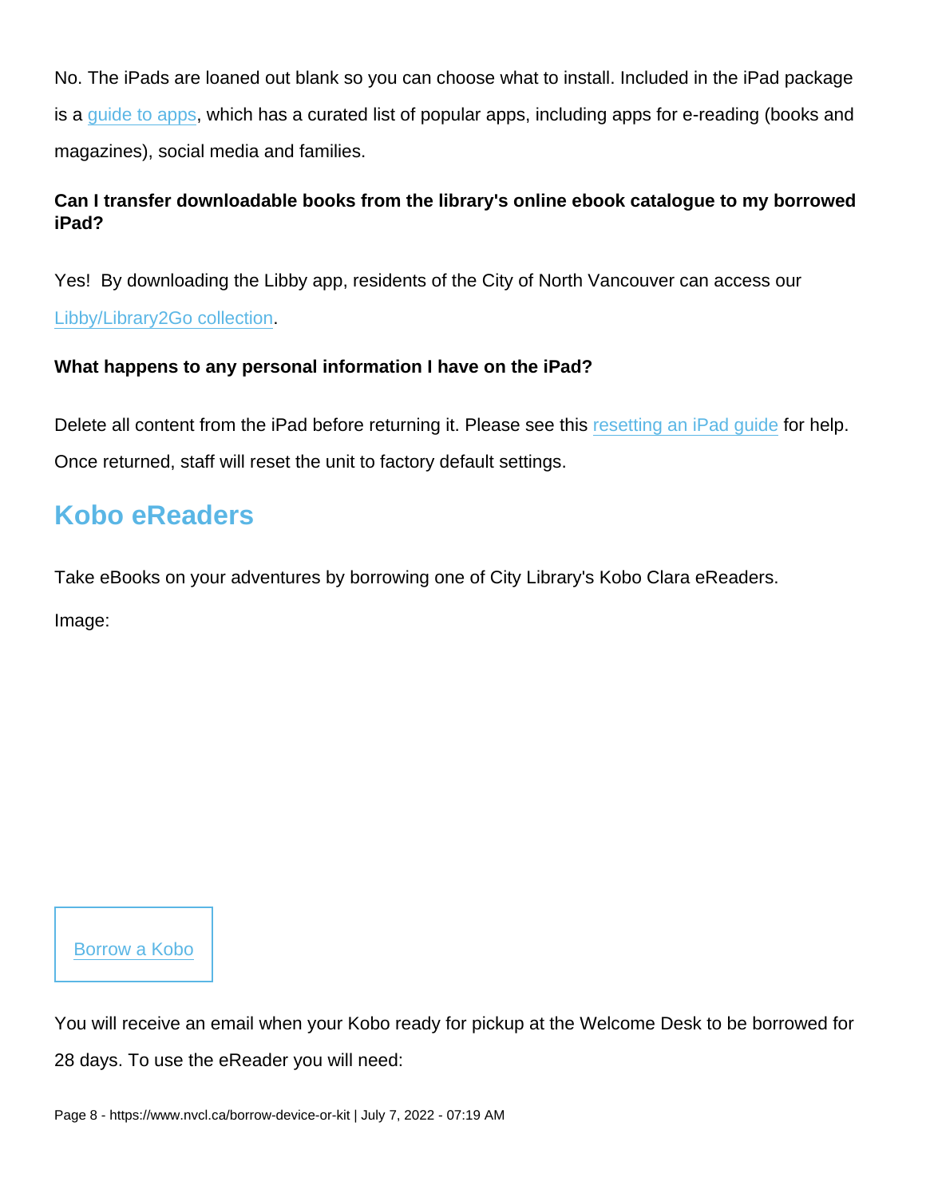No. The iPads are loaned out blank so you can choose what to install. Included in the iPad package is a guide to apps, which has a curated list of popular apps, including apps for e-reading (books and magazines), social media and families.

**Can I transfer downloadable books from the library's online ebook catalogue to my borrowed iPad?**

Yes! By downloading the Libby app, residents of the City of North Vancouver can access our Libby/Library2Go collection.

**What happens to any personal information I have on the iPad?**

Delete all content from the iPad before returning it. Please see this resetting an iPad guide for help. Once returned, staff will reset the unit to factory default settings.

## Kobo eReaders

Take eBooks on your adventures by borrowing one of City Library's Kobo Clara eReaders.

Image:

Borrow a Kobo

You will receive an email when your Kobo ready for pickup at the Welcome Desk to be borrowed for 28 days. To use the eReader you will need: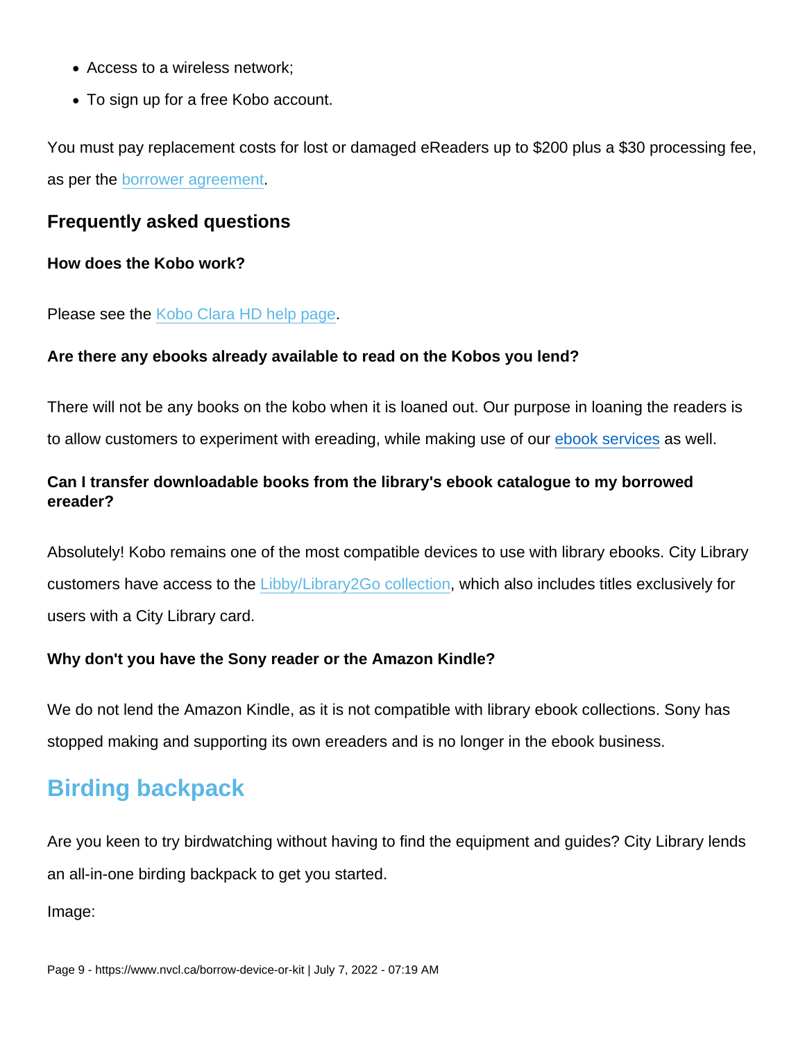- Access to a wireless network;
- To sign up for a free Kobo account.

You must pay replacement costs for lost or damaged eReaders up to $200 plus a $30 processing fee, as per the borrower agreement.

### Frequently asked questions

**How does the Kobo work?**

Please see the Kobo Clara HD help page.

**Are there any ebooks already available to read on the Kobos you lend?**

There will not be any books on the kobo when it is loaned out. Our purpose in loaning the readers is to allow customers to experiment with ereading, while making use of our ebook services as well.

**Can I transfer downloadable books from the library's ebook catalogue to my borrowed ereader?**

Absolutely! Kobo remains one of the most compatible devices to use with library ebooks. City Library customers have access to the Libby/Library2Go collection, which also includes titles exclusively for users with a City Library card.

**Why don't you have the Sony reader or the Amazon Kindle?**

We do not lend the Amazon Kindle, as it is not compatible with library ebook collections. Sony has stopped making and supporting its own ereaders and is no longer in the ebook business.

## Birding backpack

Are you keen to try birdwatching without having to find the equipment and guides? City Library lends an all-in-one birding backpack to get you started.

Image: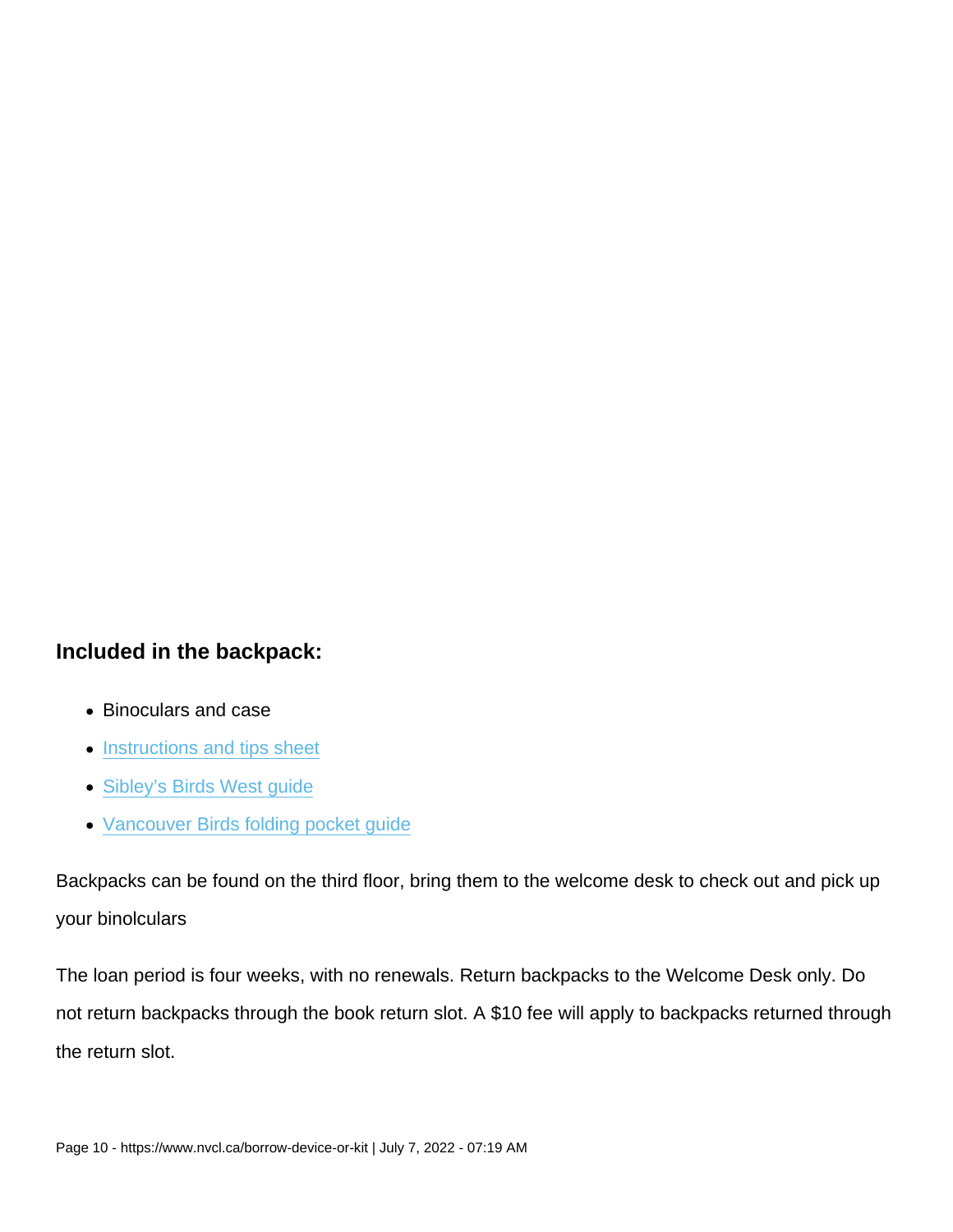### Included in the backpack:

- Binoculars and case
- Instructions and tips sheet
- Sibley's Birds West guide
- Vancouver Birds folding pocket guide

Backpacks can be found on the third floor, bring them to the welcome desk to check out and pick up your binolculars

The loan period is four weeks, with no renewals. Return backpacks to the Welcome Desk only. Do not return backpacks through the book return slot. A $10 fee will apply to backpacks returned through the return slot.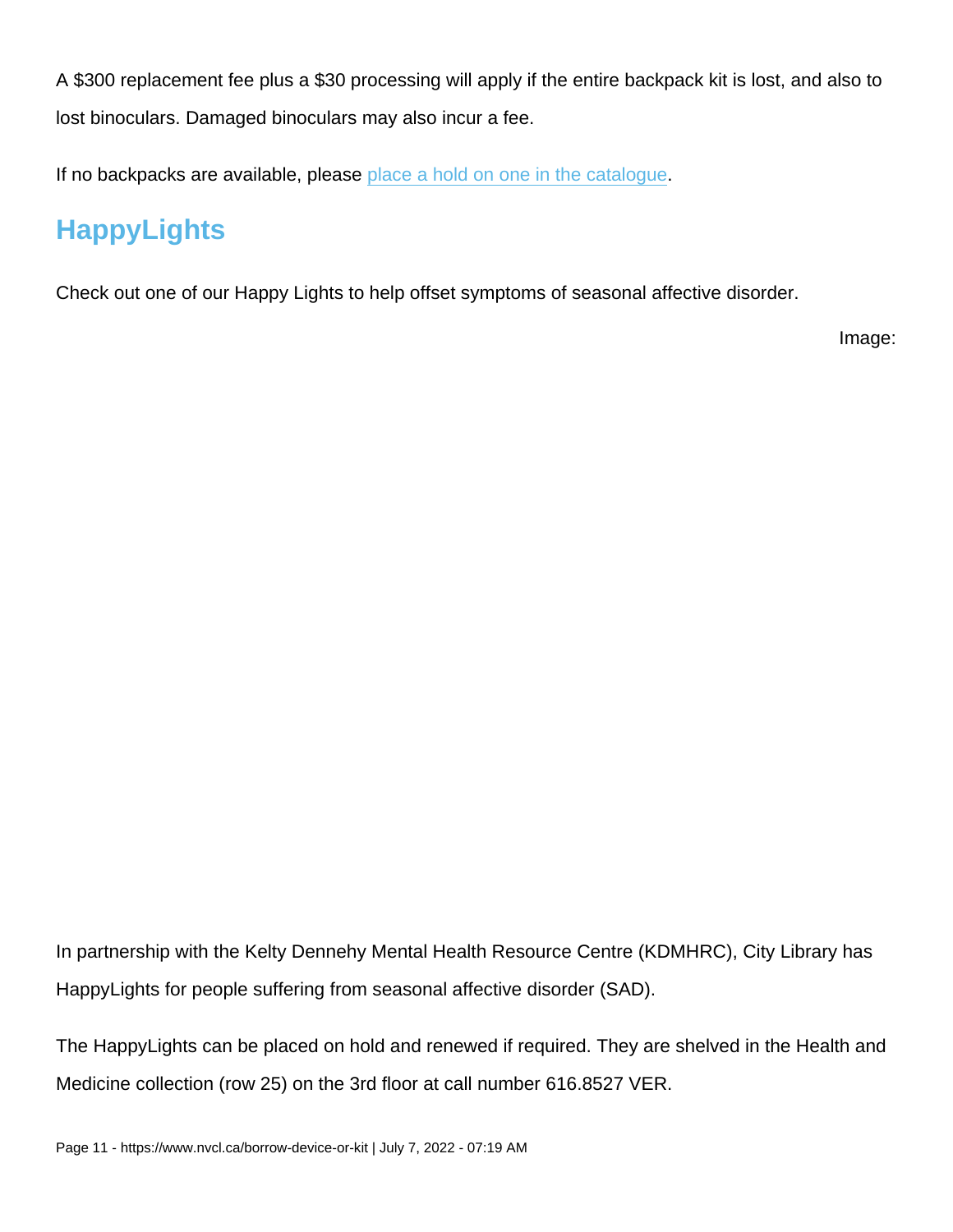A $300 replacement fee plus a $30 processing will apply if the entire backpack kit is lost, and also to lost binoculars. Damaged binoculars may also incur a fee.

If no backpacks are available, please [place a hold on one in the catalogue](#).

## HappyLights

Check out one of our Happy Lights to help offset symptoms of seasonal affective disorder.

Image:

In partnership with the Kelty Dennehy Mental Health Resource Centre (KDMHRC), City Library has HappyLights for people suffering from seasonal affective disorder (SAD).

The HappyLights can be placed on hold and renewed if required. They are shelved in the Health and Medicine collection (row 25) on the 3rd floor at call number 616.8527 VER.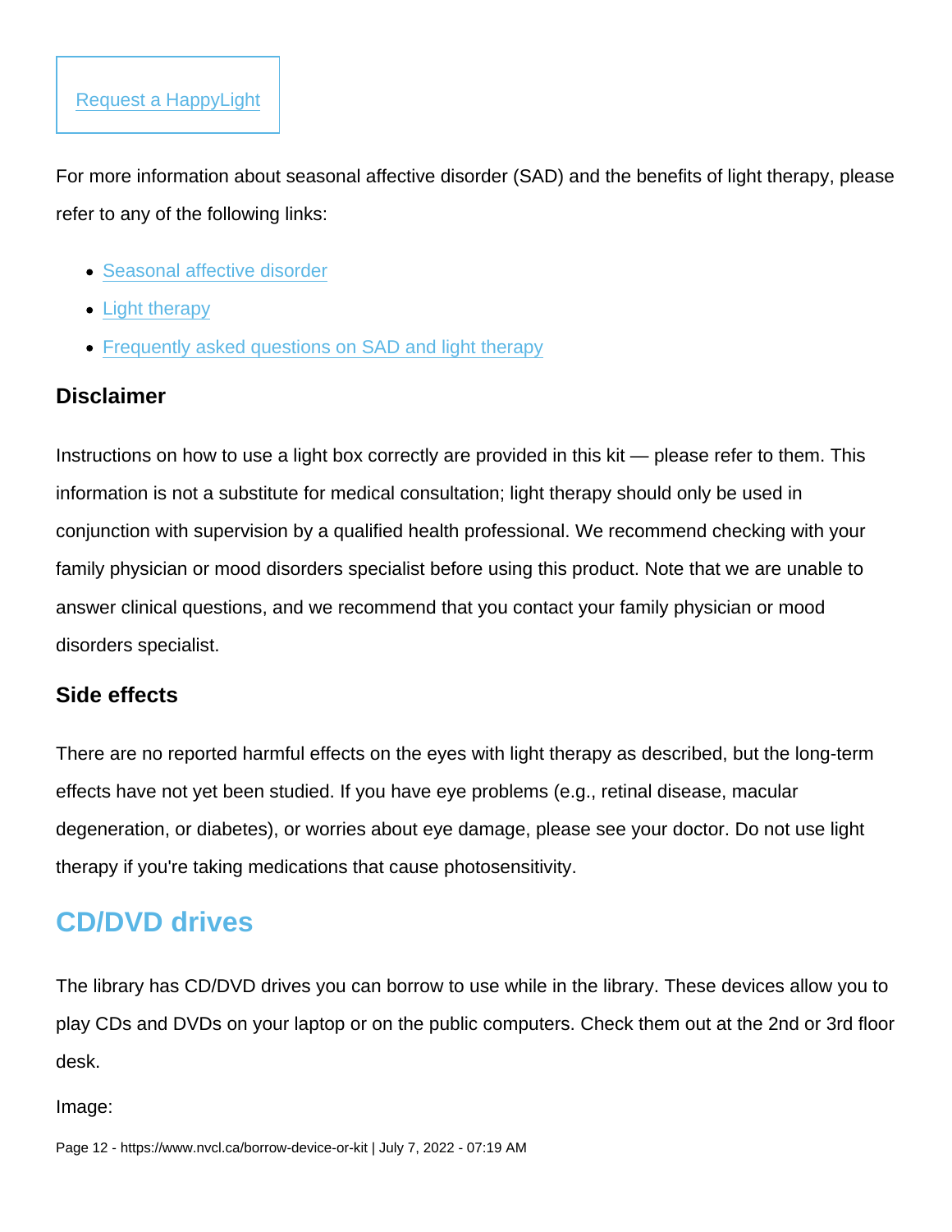[Request a HappyLight]

For more information about seasonal affective disorder (SAD) and the benefits of light therapy, please refer to any of the following links:

- Seasonal affective disorder
- Light therapy
- Frequently asked questions on SAD and light therapy

### Disclaimer

Instructions on how to use a light box correctly are provided in this kit — please refer to them. This information is not a substitute for medical consultation; light therapy should only be used in conjunction with supervision by a qualified health professional. We recommend checking with your family physician or mood disorders specialist before using this product. Note that we are unable to answer clinical questions, and we recommend that you contact your family physician or mood disorders specialist.

### Side effects

There are no reported harmful effects on the eyes with light therapy as described, but the long-term effects have not yet been studied. If you have eye problems (e.g., retinal disease, macular degeneration, or diabetes), or worries about eye damage, please see your doctor. Do not use light therapy if you're taking medications that cause photosensitivity.

## CD/DVD drives

The library has CD/DVD drives you can borrow to use while in the library. These devices allow you to play CDs and DVDs on your laptop or on the public computers. Check them out at the 2nd or 3rd floor desk.

Image: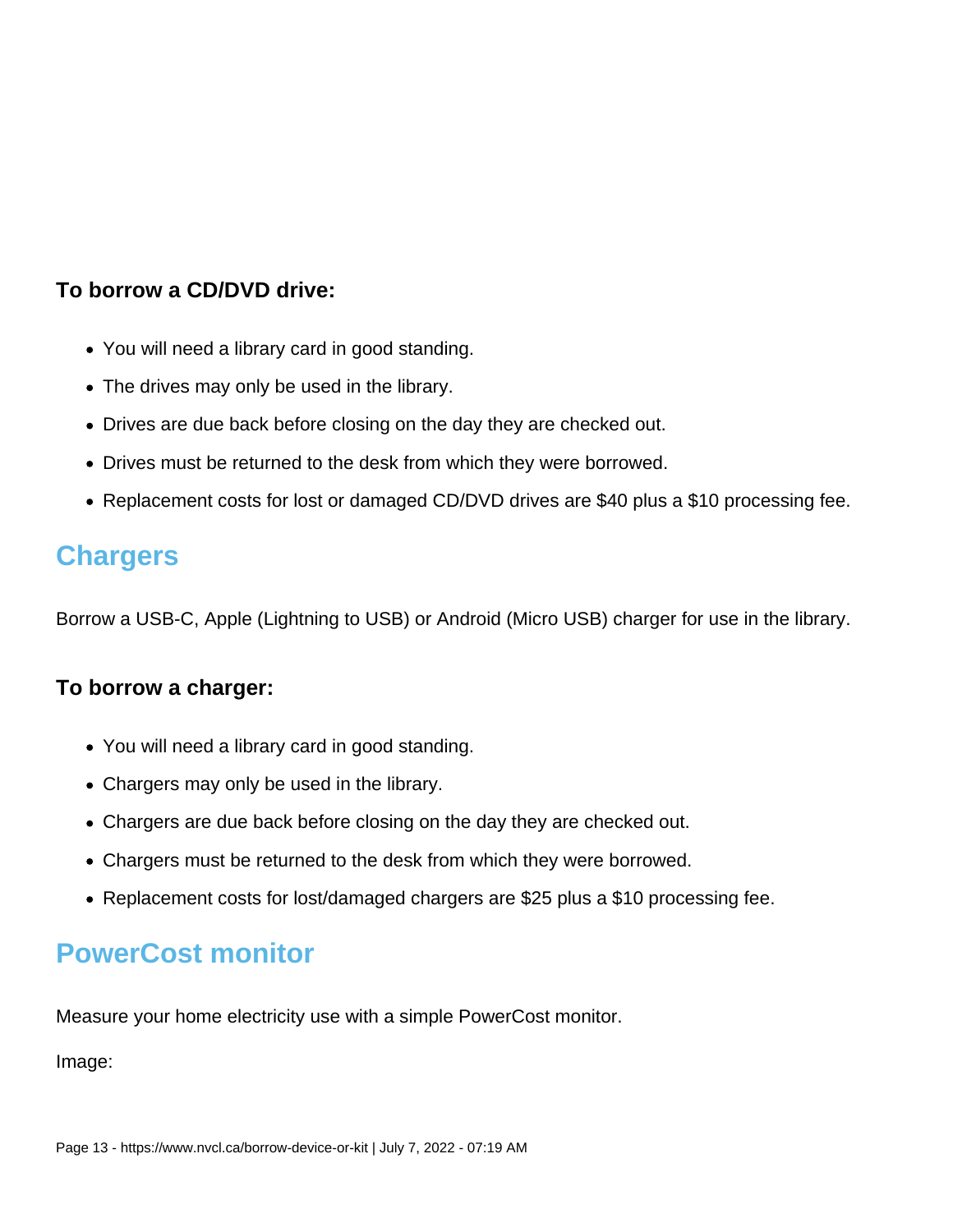### To borrow a CD/DVD drive:

- You will need a library card in good standing.
- The drives may only be used in the library.
- Drives are due back before closing on the day they are checked out.
- Drives must be returned to the desk from which they were borrowed.
- Replacement costs for lost or damaged CD/DVD drives are $40 plus a $10 processing fee.

## Chargers

Borrow a USB-C, Apple (Lightning to USB) or Android (Micro USB) charger for use in the library.

### To borrow a charger:

- You will need a library card in good standing.
- Chargers may only be used in the library.
- Chargers are due back before closing on the day they are checked out.
- Chargers must be returned to the desk from which they were borrowed.
- Replacement costs for lost/damaged chargers are $25 plus a $10 processing fee.

## PowerCost monitor

Measure your home electricity use with a simple PowerCost monitor.

Image: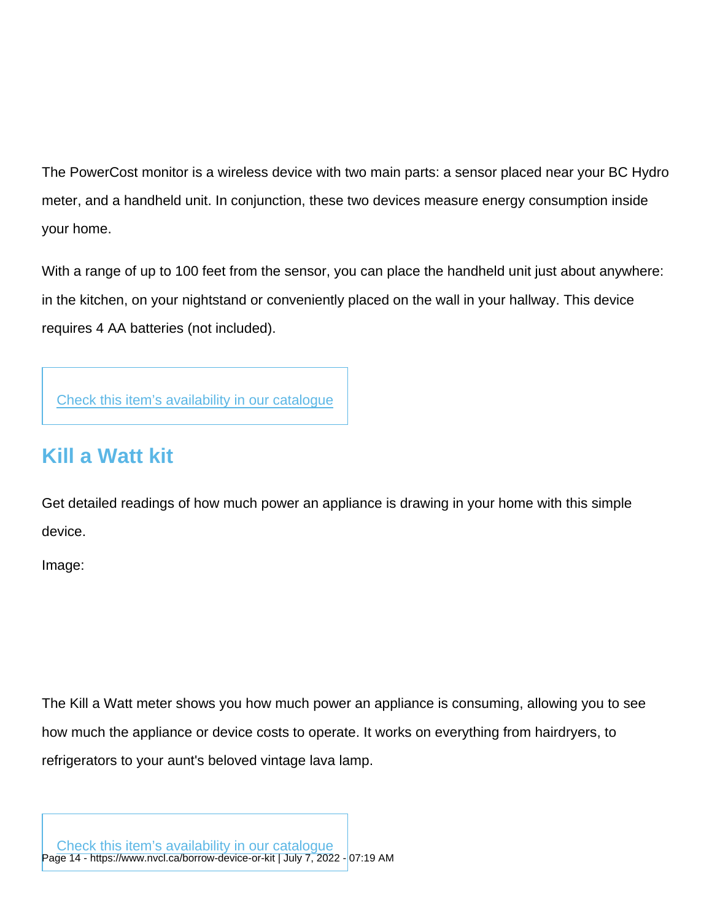The PowerCost monitor is a wireless device with two main parts: a sensor placed near your BC Hydro meter, and a handheld unit. In conjunction, these two devices measure energy consumption inside your home.

With a range of up to 100 feet from the sensor, you can place the handheld unit just about anywhere: in the kitchen, on your nightstand or conveniently placed on the wall in your hallway. This device requires 4 AA batteries (not included).

Check this item's availability in our catalogue

## Kill a Watt kit

Get detailed readings of how much power an appliance is drawing in your home with this simple device.

Image:

The Kill a Watt meter shows you how much power an appliance is consuming, allowing you to see how much the appliance or device costs to operate. It works on everything from hairdryers, to refrigerators to your aunt's beloved vintage lava lamp.

Check this item's availability in our catalogue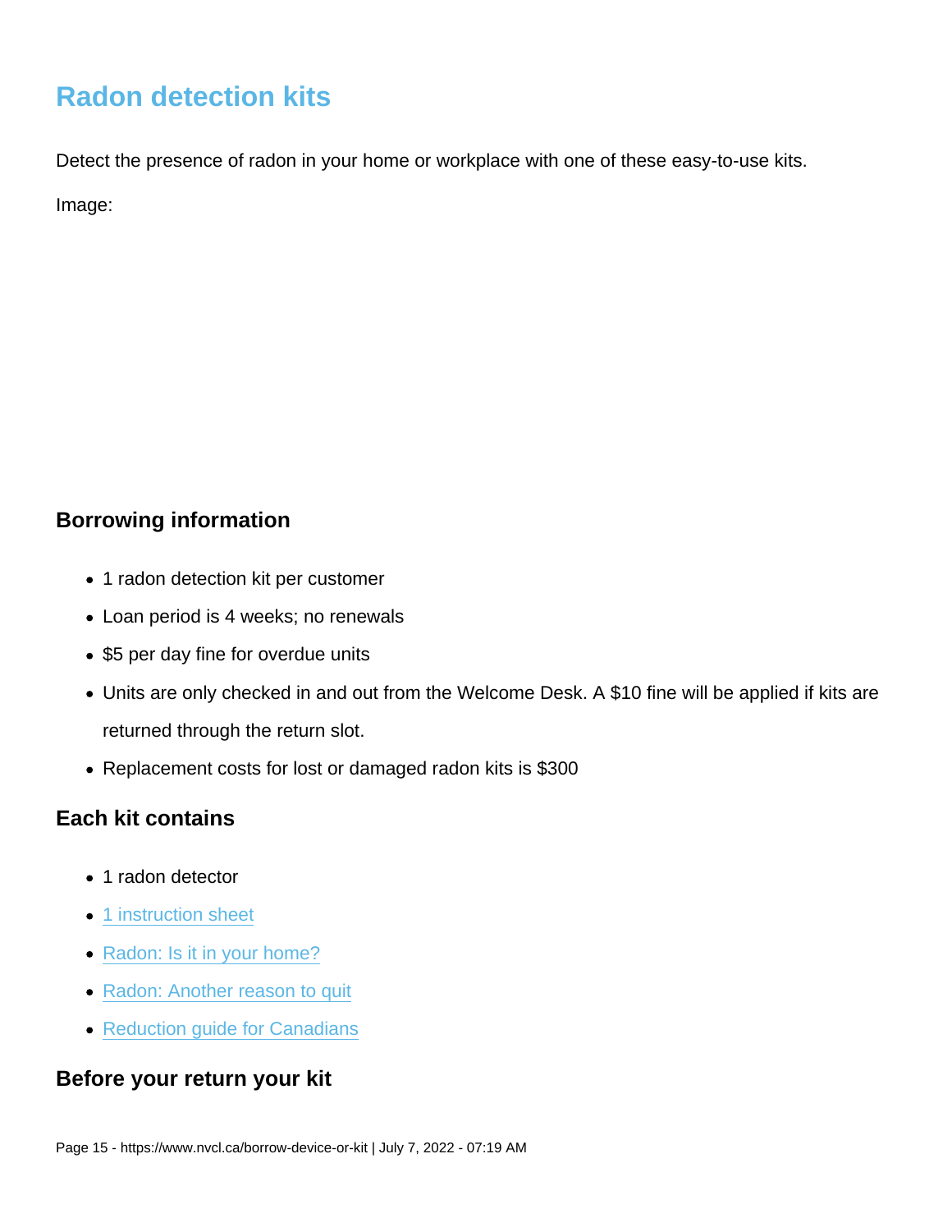## Radon detection kits

Detect the presence of radon in your home or workplace with one of these easy-to-use kits.

Image:

### Borrowing information

- 1 radon detection kit per customer
- Loan period is 4 weeks; no renewals
- $5 per day fine for overdue units
- Units are only checked in and out from the Welcome Desk. A $10 fine will be applied if kits are returned through the return slot.
- Replacement costs for lost or damaged radon kits is $300

### Each kit contains

- 1 radon detector
- 1 instruction sheet
- Radon: Is it in your home?
- Radon: Another reason to quit
- Reduction guide for Canadians

### Before your return your kit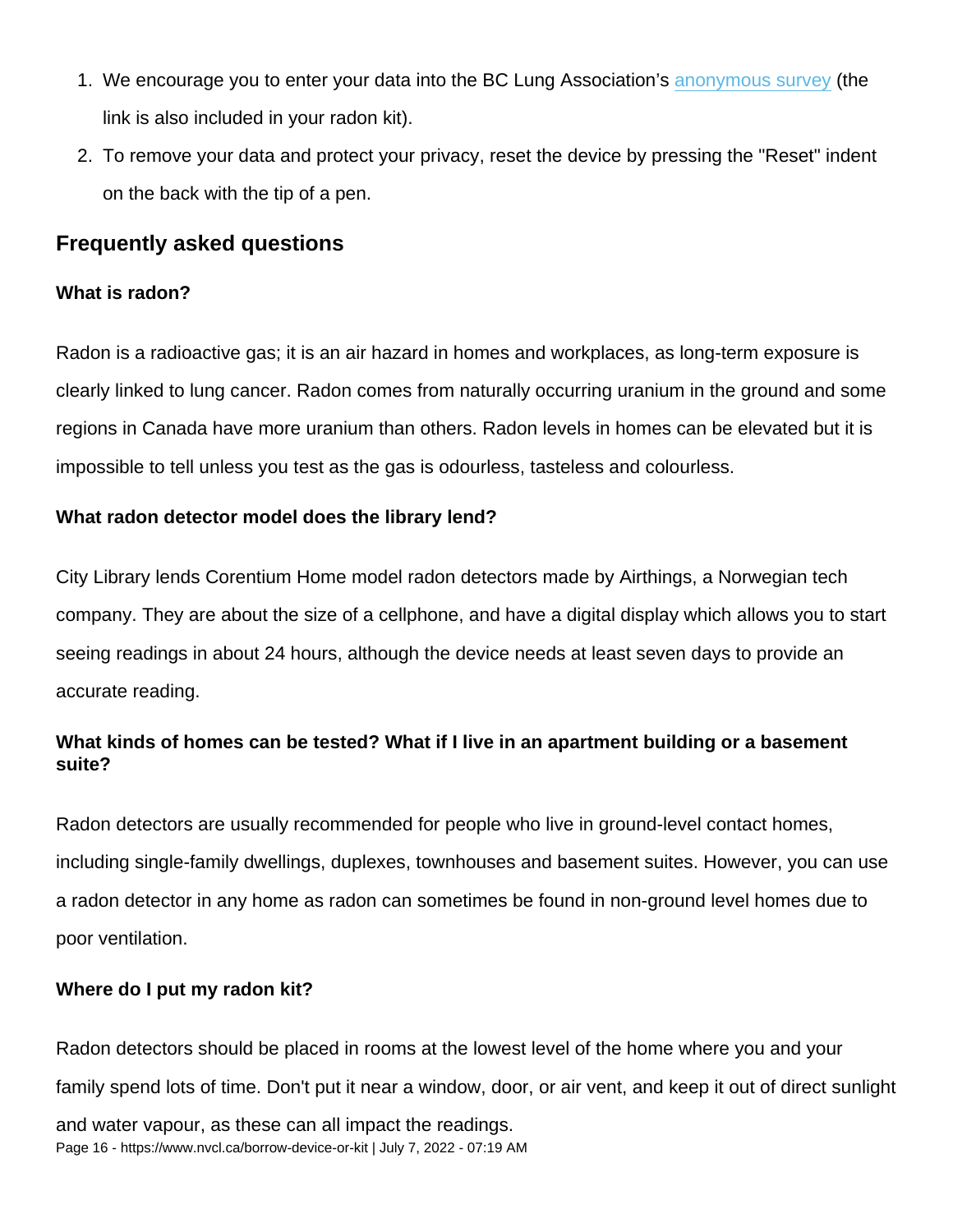1. We encourage you to enter your data into the BC Lung Association's anonymous survey (the link is also included in your radon kit).
2. To remove your data and protect your privacy, reset the device by pressing the "Reset" indent on the back with the tip of a pen.

## Frequently asked questions

### What is radon?

Radon is a radioactive gas; it is an air hazard in homes and workplaces, as long-term exposure is clearly linked to lung cancer. Radon comes from naturally occurring uranium in the ground and some regions in Canada have more uranium than others. Radon levels in homes can be elevated but it is impossible to tell unless you test as the gas is odourless, tasteless and colourless.

### What radon detector model does the library lend?

City Library lends Corentium Home model radon detectors made by Airthings, a Norwegian tech company. They are about the size of a cellphone, and have a digital display which allows you to start seeing readings in about 24 hours, although the device needs at least seven days to provide an accurate reading.

### What kinds of homes can be tested? What if I live in an apartment building or a basement suite?

Radon detectors are usually recommended for people who live in ground-level contact homes, including single-family dwellings, duplexes, townhouses and basement suites. However, you can use a radon detector in any home as radon can sometimes be found in non-ground level homes due to poor ventilation.

### Where do I put my radon kit?

Radon detectors should be placed in rooms at the lowest level of the home where you and your family spend lots of time. Don't put it near a window, door, or air vent, and keep it out of direct sunlight and water vapour, as these can all impact the readings.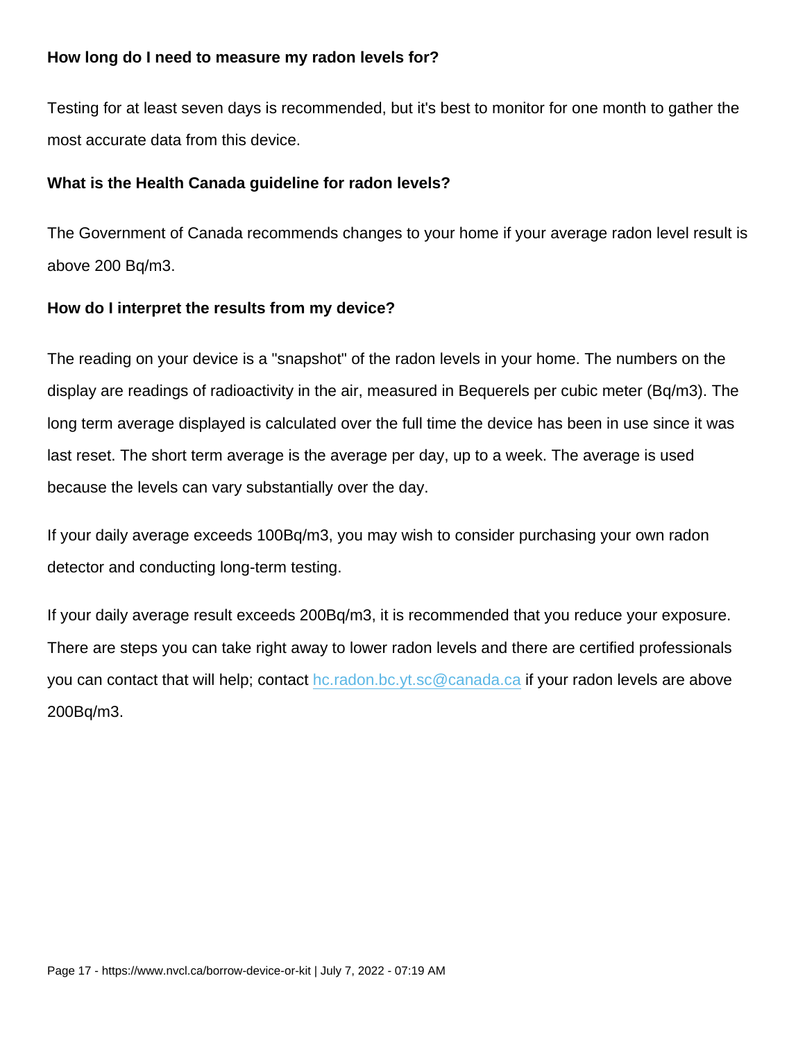**How long do I need to measure my radon levels for?**

Testing for at least seven days is recommended, but it's best to monitor for one month to gather the most accurate data from this device.

**What is the Health Canada guideline for radon levels?**

The Government of Canada recommends changes to your home if your average radon level result is above 200 Bq/m3.

**How do I interpret the results from my device?**

The reading on your device is a "snapshot" of the radon levels in your home. The numbers on the display are readings of radioactivity in the air, measured in Bequerels per cubic meter (Bq/m3). The long term average displayed is calculated over the full time the device has been in use since it was last reset. The short term average is the average per day, up to a week. The average is used because the levels can vary substantially over the day.

If your daily average exceeds 100Bq/m3, you may wish to consider purchasing your own radon detector and conducting long-term testing.

If your daily average result exceeds 200Bq/m3, it is recommended that you reduce your exposure. There are steps you can take right away to lower radon levels and there are certified professionals you can contact that will help; contact [hc.radon.bc.yt.sc@canada.ca](mailto:hc.radon.bc.yt.sc@canada.ca) if your radon levels are above 200Bq/m3.